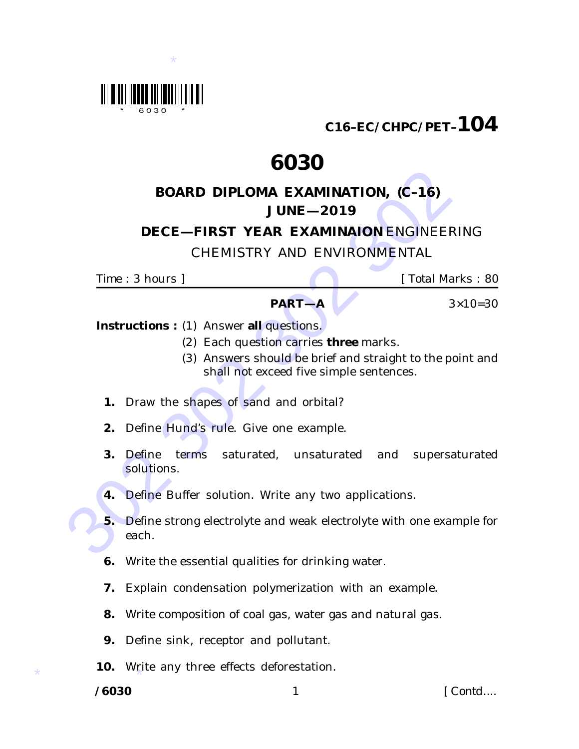C16–EC/CHPC/PET–104

# 6030

## BOARD DIPLOMA EXAMINATION, (C–16)
## JUNE—2019

### DECE—FIRST YEAR EXAMINAION ENGINEERING CHEMISTRY AND ENVIRONMENTAL

Time : 3 hours ] [ Total Marks : 80

### PART—A

$3 \times 10 = 30$

**Instructions :** (1) Answer **all** questions.

(2) Each question carries **three** marks.

(3) Answers should be brief and straight to the point and shall not exceed five simple sentences.

**1.** Draw the shapes of sand and orbital?

**2.** Define Hund's rule. Give one example.

**3.** Define terms saturated, unsaturated and supersaturated solutions.

**4.** Define Buffer solution. Write any two applications.

**5.** Define strong electrolyte and weak electrolyte with one example for each.

**6.** Write the essential qualities for drinking water.

**7.** Explain condensation polymerization with an example.

**8.** Write composition of coal gas, water gas and natural gas.

**9.** Define sink, receptor and pollutant.

**10.** Write any three effects deforestation.

/6030 [ Contd....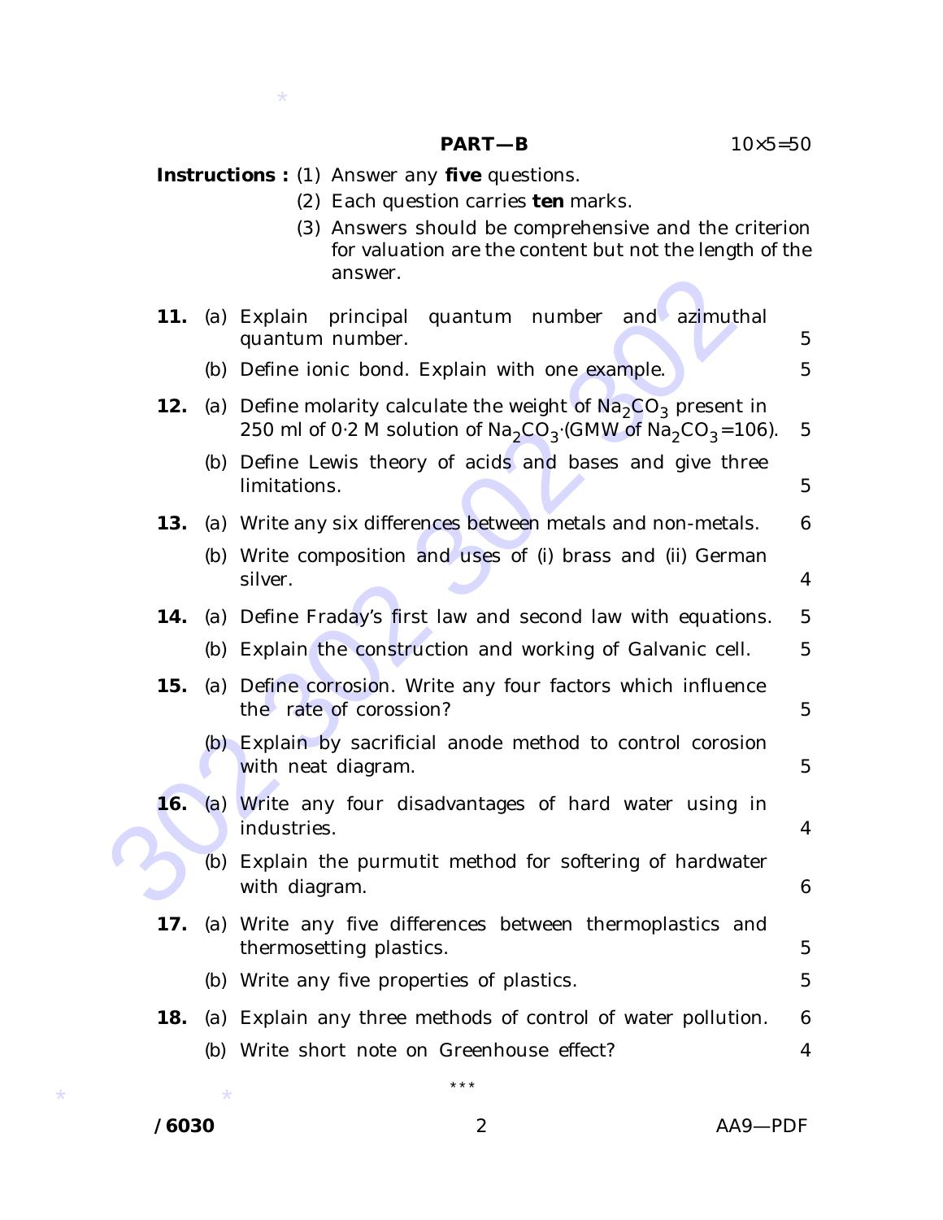## PART—B

10×5=50

**Instructions :** (1) Answer any **five** questions.

(2) Each question carries **ten** marks.

(3) Answers should be comprehensive and the criterion for valuation are the content but not the length of the answer.

**11.** (a) Explain principal quantum number and azimuthal quantum number. 5

(b) Define ionic bond. Explain with one example. 5

**12.** (a) Define molarity calculate the weight of $Na_2CO_3$ present in 250 ml of 0·2 M solution of $Na_2CO_3$·(GMW of $Na_2CO_3$=106). 5

(b) Define Lewis theory of acids and bases and give three limitations. 5

**13.** (a) Write any six differences between metals and non-metals. 6

(b) Write composition and uses of (i) brass and (ii) German silver. 4

**14.** (a) Define Fraday's first law and second law with equations. 5

(b) Explain the construction and working of Galvanic cell. 5

**15.** (a) Define corrosion. Write any four factors which influence the rate of corossion? 5

(b) Explain by sacrificial anode method to control corosion with neat diagram. 5

**16.** (a) Write any four disadvantages of hard water using in industries. 4

(b) Explain the purmutit method for softering of hardwater with diagram. 6

**17.** (a) Write any five differences between thermoplastics and thermosetting plastics. 5

(b) Write any five properties of plastics. 5

**18.** (a) Explain any three methods of control of water pollution. 6

(b) Write short note on Greenhouse effect? 4

\*\*\*

**/6030**

AA9—PDF